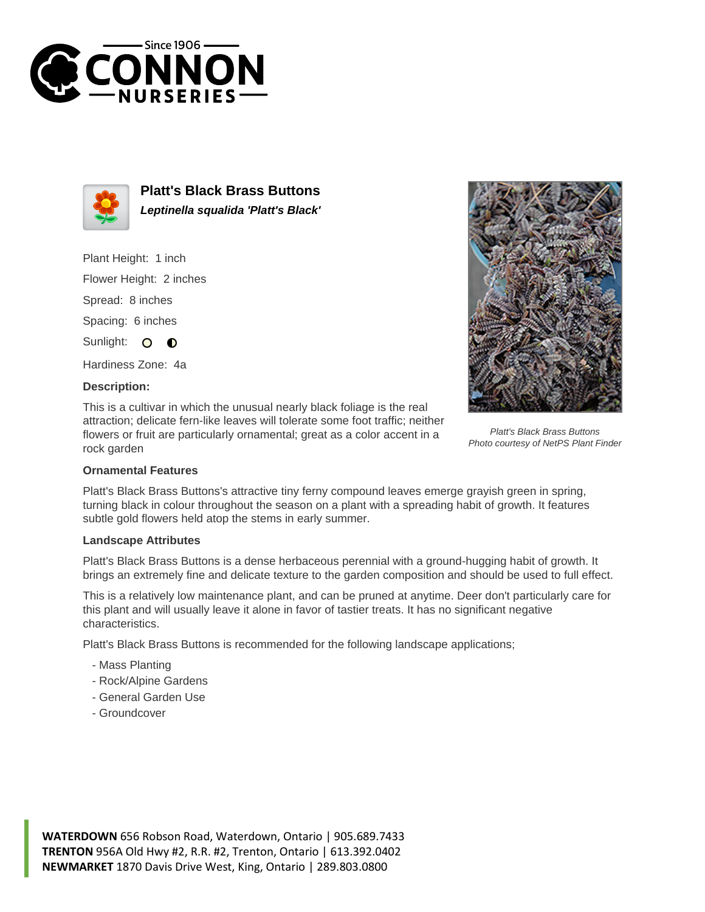# Platt's Black Brass Buttons

***Leptinella squalida 'Platt's Black'***

Plant Height: 1 inch

Flower Height: 2 inches

Spread: 8 inches

Spacing: 6 inches

Sunlight: 

Hardiness Zone: 4a

**Description:**

This is a cultivar in which the unusual nearly black foliage is the real attraction; delicate fern-like leaves will tolerate some foot traffic; neither flowers or fruit are particularly ornamental; great as a color accent in a rock garden

*Platt's Black Brass Buttons*
*Photo courtesy of NetPS Plant Finder*

### Ornamental Features

Platt's Black Brass Buttons's attractive tiny ferny compound leaves emerge grayish green in spring, turning black in colour throughout the season on a plant with a spreading habit of growth. It features subtle gold flowers held atop the stems in early summer.

### Landscape Attributes

Platt's Black Brass Buttons is a dense herbaceous perennial with a ground-hugging habit of growth. It brings an extremely fine and delicate texture to the garden composition and should be used to full effect.

This is a relatively low maintenance plant, and can be pruned at anytime. Deer don't particularly care for this plant and will usually leave it alone in favor of tastier treats. It has no significant negative characteristics.

Platt's Black Brass Buttons is recommended for the following landscape applications;

- Mass Planting
- Rock/Alpine Gardens
- General Garden Use
- Groundcover

**WATERDOWN** 656 Robson Road, Waterdown, Ontario | 905.689.7433
**TRENTON** 956A Old Hwy #2, R.R. #2, Trenton, Ontario | 613.392.0402
**NEWMARKET** 1870 Davis Drive West, King, Ontario | 289.803.0800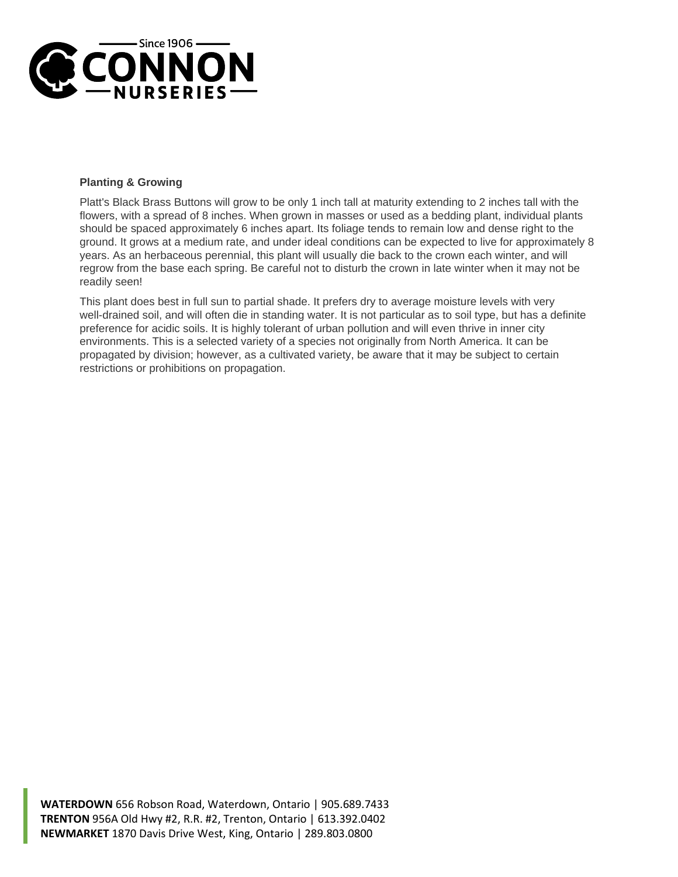**Planting & Growing**

Platt's Black Brass Buttons will grow to be only 1 inch tall at maturity extending to 2 inches tall with the flowers, with a spread of 8 inches. When grown in masses or used as a bedding plant, individual plants should be spaced approximately 6 inches apart. Its foliage tends to remain low and dense right to the ground. It grows at a medium rate, and under ideal conditions can be expected to live for approximately 8 years. As an herbaceous perennial, this plant will usually die back to the crown each winter, and will regrow from the base each spring. Be careful not to disturb the crown in late winter when it may not be readily seen!

This plant does best in full sun to partial shade. It prefers dry to average moisture levels with very well-drained soil, and will often die in standing water. It is not particular as to soil type, but has a definite preference for acidic soils. It is highly tolerant of urban pollution and will even thrive in inner city environments. This is a selected variety of a species not originally from North America. It can be propagated by division; however, as a cultivated variety, be aware that it may be subject to certain restrictions or prohibitions on propagation.